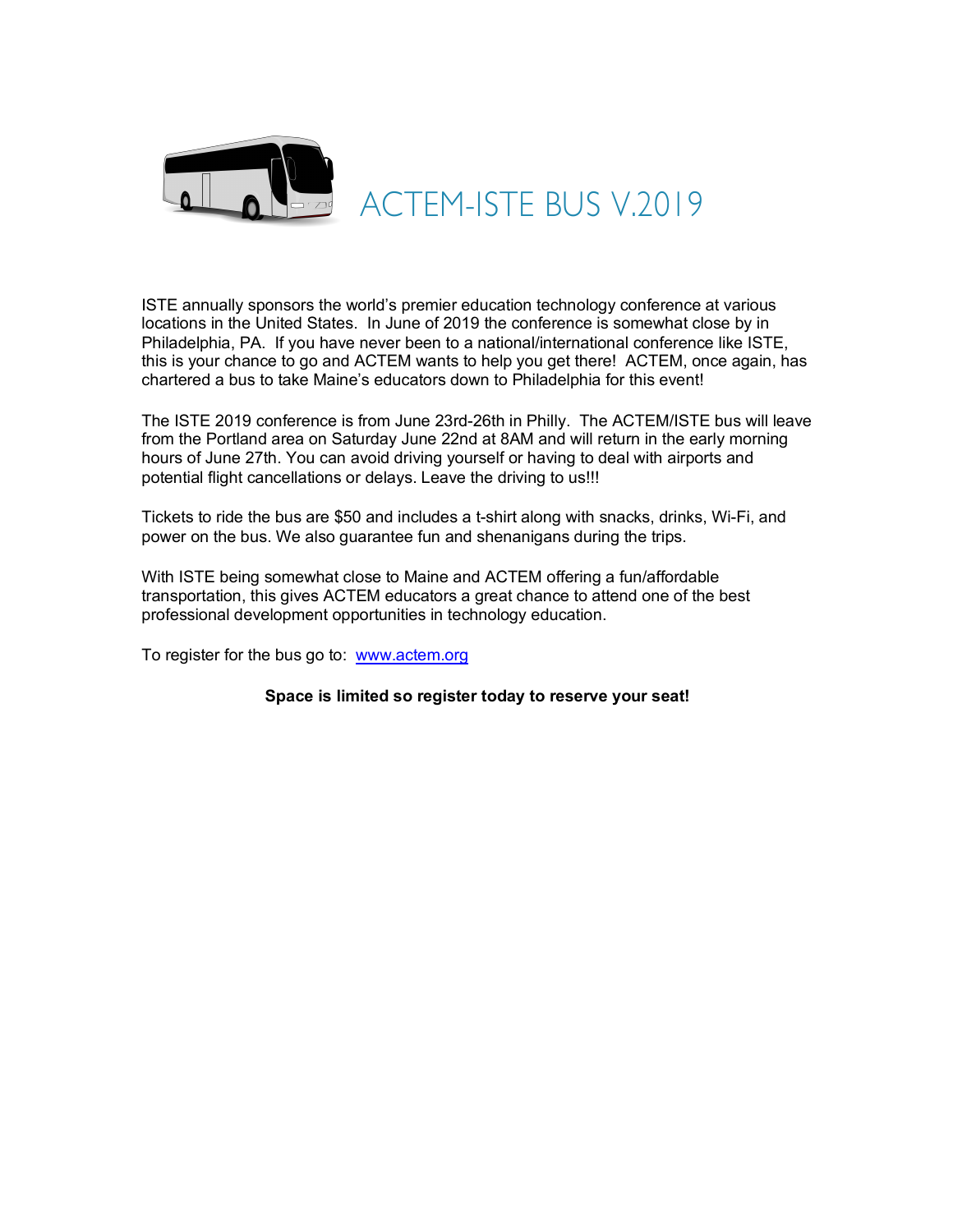# ACTEM-ISTE BUS V.2019

ISTE annually sponsors the world's premier education technology conference at various locations in the United States. In June of 2019 the conference is somewhat close by in Philadelphia, PA. If you have never been to a national/international conference like ISTE, this is your chance to go and ACTEM wants to help you get there! ACTEM, once again, has chartered a bus to take Maine's educators down to Philadelphia for this event!

The ISTE 2019 conference is from June 23rd-26th in Philly. The ACTEM/ISTE bus will leave from the Portland area on Saturday June 22nd at 8AM and will return in the early morning hours of June 27th. You can avoid driving yourself or having to deal with airports and potential flight cancellations or delays. Leave the driving to us!!!

Tickets to ride the bus are $50 and includes a t-shirt along with snacks, drinks, Wi-Fi, and power on the bus. We also guarantee fun and shenanigans during the trips.

With ISTE being somewhat close to Maine and ACTEM offering a fun/affordable transportation, this gives ACTEM educators a great chance to attend one of the best professional development opportunities in technology education.

To register for the bus go to: [www.actem.org](http://www.actem.org)

**Space is limited so register today to reserve your seat!**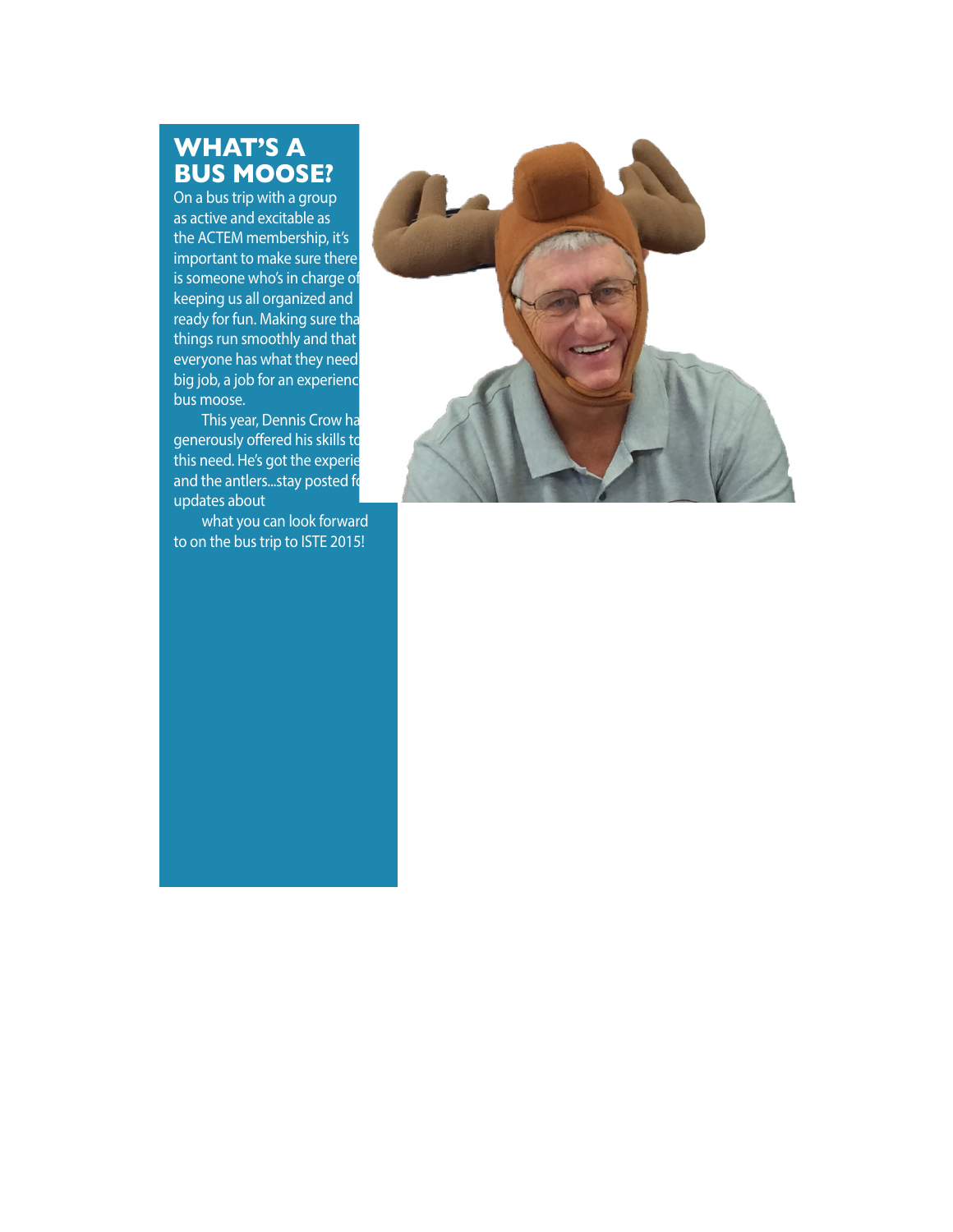## WHAT'S A BUS MOOSE?

On a bus trip with a group as active and excitable as the ACTEM membership, it's important to make sure there is someone who's in charge of keeping us all organized and ready for fun. Making sure tha things run smoothly and that everyone has what they need big job, a job for an experienc bus moose.

This year, Dennis Crow ha generously offered his skills to this need. He's got the experie and the antlers...stay posted fo updates about what you can look forward to on the bus trip to ISTE 2015!